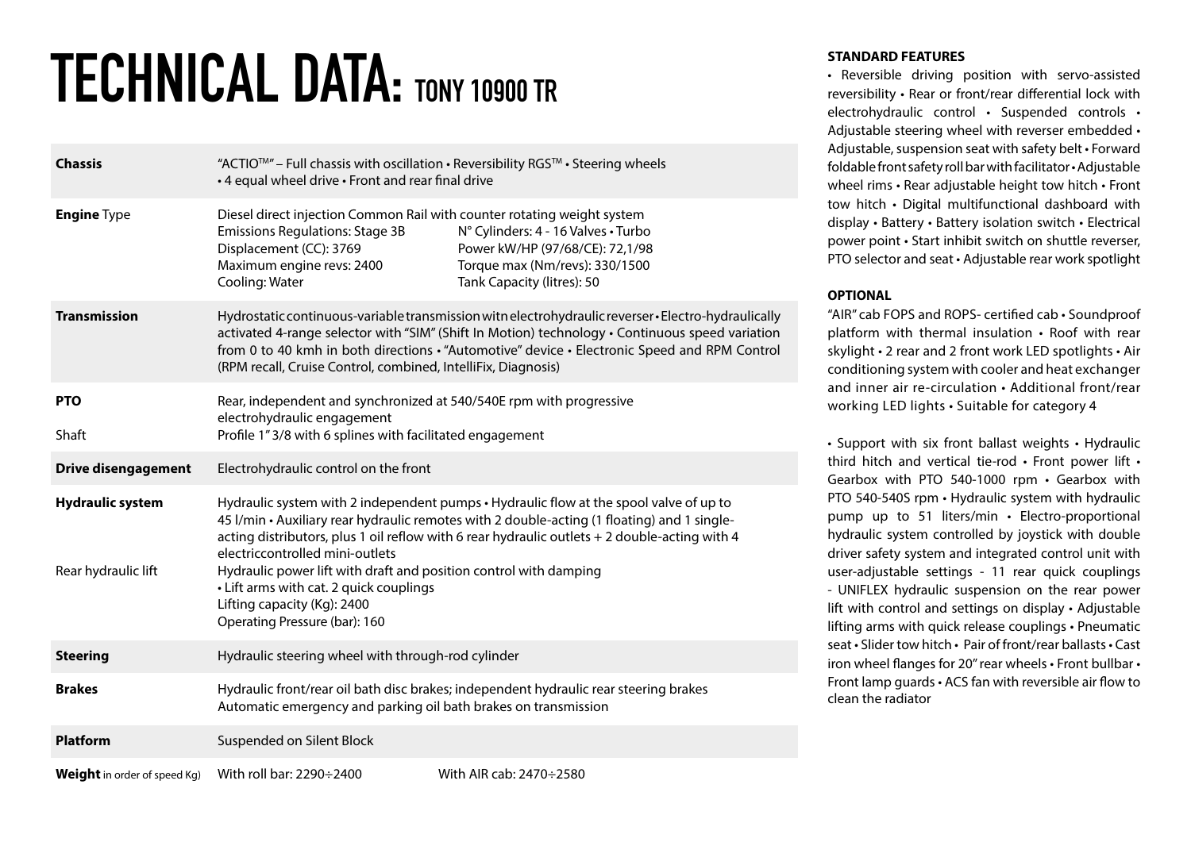# TECHNICAL DATA: TONY 10900 TR

| | | |
|---|---|---|
| **Chassis** | "ACTIO™" – Full chassis with oscillation • Reversibility RGS™ • Steering wheels • 4 equal wheel drive • Front and rear final drive | |
| **Engine** Type | Diesel direct injection Common Rail with counter rotating weight system | |
| | Emissions Regulations: Stage 3B | N° Cylinders: 4 - 16 Valves • Turbo |
| | Displacement (CC): 3769 | Power kW/HP (97/68/CE): 72,1/98 |
| | Maximum engine revs: 2400 | Torque max (Nm/revs): 330/1500 |
| | Cooling: Water | Tank Capacity (litres): 50 |
| **Transmission** | Hydrostatic continuous-variable transmission witn electrohydraulic reverser • Electro-hydraulically activated 4-range selector with "SIM" (Shift In Motion) technology • Continuous speed variation from 0 to 40 kmh in both directions • "Automotive" device • Electronic Speed and RPM Control (RPM recall, Cruise Control, combined, IntelliFix, Diagnosis) | |
| **PTO** | Rear, independent and synchronized at 540/540E rpm with progressive electrohydraulic engagement | |
| Shaft | Profile 1" 3/8 with 6 splines with facilitated engagement | |
| **Drive disengagement** | Electrohydraulic control on the front | |
| **Hydraulic system** | Hydraulic system with 2 independent pumps • Hydraulic flow at the spool valve of up to 45 l/min • Auxiliary rear hydraulic remotes with 2 double-acting (1 floating) and 1 single-acting distributors, plus 1 oil reflow with 6 rear hydraulic outlets + 2 double-acting with 4 electriccontrolled mini-outlets | |
| Rear hydraulic lift | Hydraulic power lift with draft and position control with damping • Lift arms with cat. 2 quick couplings | |
| | Lifting capacity (Kg): 2400 | |
| | Operating Pressure (bar): 160 | |
| **Steering** | Hydraulic steering wheel with through-rod cylinder | |
| **Brakes** | Hydraulic front/rear oil bath disc brakes; independent hydraulic rear steering brakes Automatic emergency and parking oil bath brakes on transmission | |
| **Platform** | Suspended on Silent Block | |
| **Weight** in order of speed Kg) | With roll bar: 2290÷2400 | With AIR cab: 2470÷2580 |

**STANDARD FEATURES**

• Reversible driving position with servo-assisted reversibility • Rear or front/rear differential lock with electrohydraulic control • Suspended controls • Adjustable steering wheel with reverser embedded • Adjustable, suspension seat with safety belt • Forward foldable front safety roll bar with facilitator • Adjustable wheel rims • Rear adjustable height tow hitch • Front tow hitch • Digital multifunctional dashboard with display • Battery • Battery isolation switch • Electrical power point • Start inhibit switch on shuttle reverser, PTO selector and seat • Adjustable rear work spotlight

**OPTIONAL**

"AIR" cab FOPS and ROPS- certified cab • Soundproof platform with thermal insulation • Roof with rear skylight • 2 rear and 2 front work LED spotlights • Air conditioning system with cooler and heat exchanger and inner air re-circulation • Additional front/rear working LED lights • Suitable for category 4

• Support with six front ballast weights • Hydraulic third hitch and vertical tie-rod • Front power lift • Gearbox with PTO 540-1000 rpm • Gearbox with PTO 540-540S rpm • Hydraulic system with hydraulic pump up to 51 liters/min • Electro-proportional hydraulic system controlled by joystick with double driver safety system and integrated control unit with user-adjustable settings - 11 rear quick couplings - UNIFLEX hydraulic suspension on the rear power lift with control and settings on display • Adjustable lifting arms with quick release couplings • Pneumatic seat • Slider tow hitch • Pair of front/rear ballasts • Cast iron wheel flanges for 20" rear wheels • Front bullbar • Front lamp guards • ACS fan with reversible air flow to clean the radiator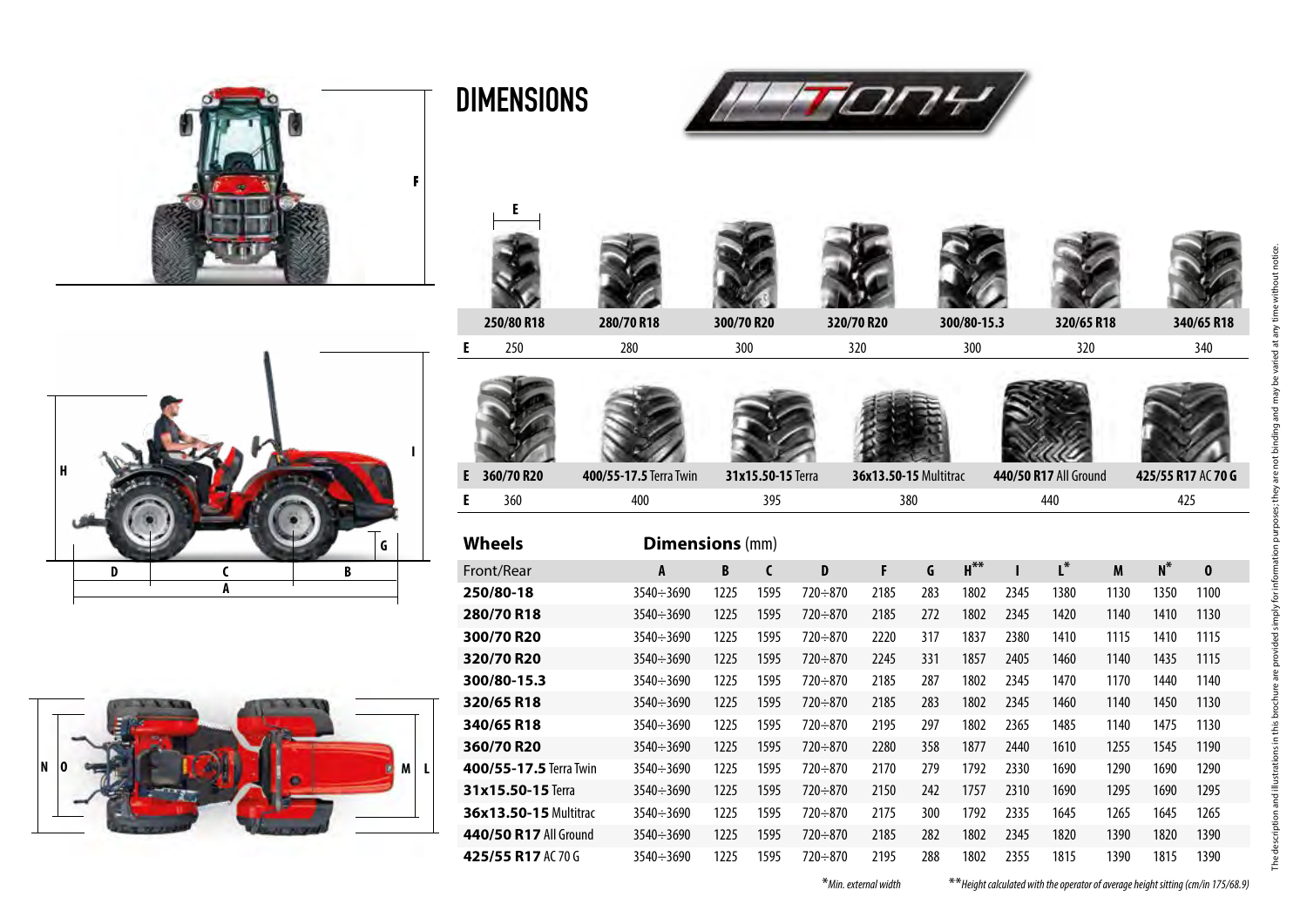# DIMENSIONS

TONY

| | | | | | | | |
|---|---|---|---|---|---|---|---|
| | 250/80 R18 | 280/70 R18 | 300/70 R20 | 320/70 R20 | 300/80-15.3 | 320/65 R18 | 340/65 R18 |
| E | 250 | 280 | 300 | 320 | 300 | 320 | 340 |

| | | | | | | |
|---|---|---|---|---|---|---|
| E | 360/70 R20 | 400/55-17.5 Terra Twin | 31x15.50-15 Terra | 36x13.50-15 Multitrac | 440/50 R17 All Ground | 425/55 R17 AC 70 G |
| E | 360 | 400 | 395 | 380 | 440 | 425 |

| Wheels | Dimensions (mm) | | | | | | | | | | | |
|---|---|---|---|---|---|---|---|---|---|---|---|---|
| Front/Rear | A | B | C | D | F | G | H** | I | L* | M | N* | O |
| 250/80-18 | 3540÷3690 | 1225 | 1595 | 720÷870 | 2185 | 283 | 1802 | 2345 | 1380 | 1130 | 1350 | 1100 |
| 280/70 R18 | 3540÷3690 | 1225 | 1595 | 720÷870 | 2185 | 272 | 1802 | 2345 | 1420 | 1140 | 1410 | 1130 |
| 300/70 R20 | 3540÷3690 | 1225 | 1595 | 720÷870 | 2220 | 317 | 1837 | 2380 | 1410 | 1115 | 1410 | 1115 |
| 320/70 R20 | 3540÷3690 | 1225 | 1595 | 720÷870 | 2245 | 331 | 1857 | 2405 | 1460 | 1140 | 1435 | 1115 |
| 300/80-15.3 | 3540÷3690 | 1225 | 1595 | 720÷870 | 2185 | 287 | 1802 | 2345 | 1470 | 1170 | 1440 | 1140 |
| 320/65 R18 | 3540÷3690 | 1225 | 1595 | 720÷870 | 2185 | 283 | 1802 | 2345 | 1460 | 1140 | 1450 | 1130 |
| 340/65 R18 | 3540÷3690 | 1225 | 1595 | 720÷870 | 2195 | 297 | 1802 | 2365 | 1485 | 1140 | 1475 | 1130 |
| 360/70 R20 | 3540÷3690 | 1225 | 1595 | 720÷870 | 2280 | 358 | 1877 | 2440 | 1610 | 1255 | 1545 | 1190 |
| 400/55-17.5 Terra Twin | 3540÷3690 | 1225 | 1595 | 720÷870 | 2170 | 279 | 1792 | 2330 | 1690 | 1290 | 1690 | 1290 |
| 31x15.50-15 Terra | 3540÷3690 | 1225 | 1595 | 720÷870 | 2150 | 242 | 1757 | 2310 | 1690 | 1295 | 1690 | 1295 |
| 36x13.50-15 Multitrac | 3540÷3690 | 1225 | 1595 | 720÷870 | 2175 | 300 | 1792 | 2335 | 1645 | 1265 | 1645 | 1265 |
| 440/50 R17 All Ground | 3540÷3690 | 1225 | 1595 | 720÷870 | 2185 | 282 | 1802 | 2345 | 1820 | 1390 | 1820 | 1390 |
| 425/55 R17 AC 70 G | 3540÷3690 | 1225 | 1595 | 720÷870 | 2195 | 288 | 1802 | 2355 | 1815 | 1390 | 1815 | 1390 |

*Min. external width

**Height calculated with the operator of average height sitting (cm/in 175/68.9)

The description and illustrations in this brochure are provided simply for information purposes; they are not binding and may be varied at any time without notice.